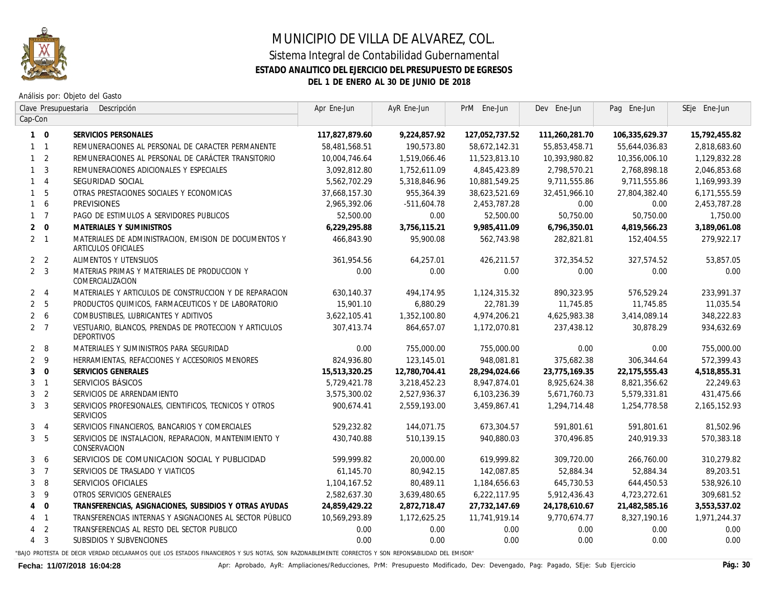# MUNICIPIO DE VILLA DE ALVAREZ, COL.

## Sistema Integral de Contabilidad Gubernamental

### ESTADO ANALITICO DEL EJERCICIO DEL PRESUPUESTO DE EGRESOS

### DEL 1 DE ENERO AL 30 DE JUNIO DE 2018

Análisis por: Objeto del Gasto

| Clave Presupuestaria Cap-Con | | Descripción | Apr Ene-Jun | AyR Ene-Jun | PrM Ene-Jun | Dev Ene-Jun | Pag Ene-Jun | SEje Ene-Jun |
|---|---|---|---|---|---|---|---|---|
| **1** | **0** | **SERVICIOS PERSONALES** | **117,827,879.60** | **9,224,857.92** | **127,052,737.52** | **111,260,281.70** | **106,335,629.37** | **15,792,455.82** |
| 1 | 1 | REMUNERACIONES AL PERSONAL DE CARACTER PERMANENTE | 58,481,568.51 | 190,573.80 | 58,672,142.31 | 55,853,458.71 | 55,644,036.83 | 2,818,683.60 |
| 1 | 2 | REMUNERACIONES AL PERSONAL DE CARÁCTER TRANSITORIO | 10,004,746.64 | 1,519,066.46 | 11,523,813.10 | 10,393,980.82 | 10,356,006.10 | 1,129,832.28 |
| 1 | 3 | REMUNERACIONES ADICIONALES Y ESPECIALES | 3,092,812.80 | 1,752,611.09 | 4,845,423.89 | 2,798,570.21 | 2,768,898.18 | 2,046,853.68 |
| 1 | 4 | SEGURIDAD SOCIAL | 5,562,702.29 | 5,318,846.96 | 10,881,549.25 | 9,711,555.86 | 9,711,555.86 | 1,169,993.39 |
| 1 | 5 | OTRAS PRESTACIONES SOCIALES Y ECONOMICAS | 37,668,157.30 | 955,364.39 | 38,623,521.69 | 32,451,966.10 | 27,804,382.40 | 6,171,555.59 |
| 1 | 6 | PREVISIONES | 2,965,392.06 | -511,604.78 | 2,453,787.28 | 0.00 | 0.00 | 2,453,787.28 |
| 1 | 7 | PAGO DE ESTIMULOS A SERVIDORES PUBLICOS | 52,500.00 | 0.00 | 52,500.00 | 50,750.00 | 50,750.00 | 1,750.00 |
| **2** | **0** | **MATERIALES Y SUMINISTROS** | **6,229,295.88** | **3,756,115.21** | **9,985,411.09** | **6,796,350.01** | **4,819,566.23** | **3,189,061.08** |
| 2 | 1 | MATERIALES DE ADMINISTRACION, EMISION DE DOCUMENTOS Y ARTICULOS OFICIALES | 466,843.90 | 95,900.08 | 562,743.98 | 282,821.81 | 152,404.55 | 279,922.17 |
| 2 | 2 | ALIMENTOS Y UTENSILIOS | 361,954.56 | 64,257.01 | 426,211.57 | 372,354.52 | 327,574.52 | 53,857.05 |
| 2 | 3 | MATERIAS PRIMAS Y MATERIALES DE PRODUCCION Y COMERCIALIZACION | 0.00 | 0.00 | 0.00 | 0.00 | 0.00 | 0.00 |
| 2 | 4 | MATERIALES Y ARTICULOS DE CONSTRUCCION Y DE REPARACION | 630,140.37 | 494,174.95 | 1,124,315.32 | 890,323.95 | 576,529.24 | 233,991.37 |
| 2 | 5 | PRODUCTOS QUIMICOS, FARMACEUTICOS Y DE LABORATORIO | 15,901.10 | 6,880.29 | 22,781.39 | 11,745.85 | 11,745.85 | 11,035.54 |
| 2 | 6 | COMBUSTIBLES, LUBRICANTES Y ADITIVOS | 3,622,105.41 | 1,352,100.80 | 4,974,206.21 | 4,625,983.38 | 3,414,089.14 | 348,222.83 |
| 2 | 7 | VESTUARIO, BLANCOS, PRENDAS DE PROTECCION Y ARTICULOS DEPORTIVOS | 307,413.74 | 864,657.07 | 1,172,070.81 | 237,438.12 | 30,878.29 | 934,632.69 |
| 2 | 8 | MATERIALES Y SUMINISTROS PARA SEGURIDAD | 0.00 | 755,000.00 | 755,000.00 | 0.00 | 0.00 | 755,000.00 |
| 2 | 9 | HERRAMIENTAS, REFACCIONES Y ACCESORIOS MENORES | 824,936.80 | 123,145.01 | 948,081.81 | 375,682.38 | 306,344.64 | 572,399.43 |
| **3** | **0** | **SERVICIOS GENERALES** | **15,513,320.25** | **12,780,704.41** | **28,294,024.66** | **23,775,169.35** | **22,175,555.43** | **4,518,855.31** |
| 3 | 1 | SERVICIOS BÁSICOS | 5,729,421.78 | 3,218,452.23 | 8,947,874.01 | 8,925,624.38 | 8,821,356.62 | 22,249.63 |
| 3 | 2 | SERVICIOS DE ARRENDAMIENTO | 3,575,300.02 | 2,527,936.37 | 6,103,236.39 | 5,671,760.73 | 5,579,331.81 | 431,475.66 |
| 3 | 3 | SERVICIOS PROFESIONALES, CIENTIFICOS, TECNICOS Y OTROS SERVICIOS | 900,674.41 | 2,559,193.00 | 3,459,867.41 | 1,294,714.48 | 1,254,778.58 | 2,165,152.93 |
| 3 | 4 | SERVICIOS FINANCIEROS, BANCARIOS Y COMERCIALES | 529,232.82 | 144,071.75 | 673,304.57 | 591,801.61 | 591,801.61 | 81,502.96 |
| 3 | 5 | SERVICIOS DE INSTALACION, REPARACION, MANTENIMIENTO Y CONSERVACION | 430,740.88 | 510,139.15 | 940,880.03 | 370,496.85 | 240,919.33 | 570,383.18 |
| 3 | 6 | SERVICIOS DE COMUNICACION SOCIAL Y PUBLICIDAD | 599,999.82 | 20,000.00 | 619,999.82 | 309,720.00 | 266,760.00 | 310,279.82 |
| 3 | 7 | SERVICIOS DE TRASLADO Y VIATICOS | 61,145.70 | 80,942.15 | 142,087.85 | 52,884.34 | 52,884.34 | 89,203.51 |
| 3 | 8 | SERVICIOS OFICIALES | 1,104,167.52 | 80,489.11 | 1,184,656.63 | 645,730.53 | 644,450.53 | 538,926.10 |
| 3 | 9 | OTROS SERVICIOS GENERALES | 2,582,637.30 | 3,639,480.65 | 6,222,117.95 | 5,912,436.43 | 4,723,272.61 | 309,681.52 |
| **4** | **0** | **TRANSFERENCIAS, ASIGNACIONES, SUBSIDIOS Y OTRAS AYUDAS** | **24,859,429.22** | **2,872,718.47** | **27,732,147.69** | **24,178,610.67** | **21,482,585.16** | **3,553,537.02** |
| 4 | 1 | TRANSFERENCIAS INTERNAS Y ASIGNACIONES AL SECTOR PÚBLICO | 10,569,293.89 | 1,172,625.25 | 11,741,919.14 | 9,770,674.77 | 8,327,190.16 | 1,971,244.37 |
| 4 | 2 | TRANSFERENCIAS AL RESTO DEL SECTOR PUBLICO | 0.00 | 0.00 | 0.00 | 0.00 | 0.00 | 0.00 |
| 4 | 3 | SUBSIDIOS Y SUBVENCIONES | 0.00 | 0.00 | 0.00 | 0.00 | 0.00 | 0.00 |

"BAJO PROTESTA DE DECIR VERDAD DECLARAMOS QUE LOS ESTADOS FINANCIEROS Y SUS NOTAS, SON RAZONABLEMENTE CORRECTOS Y SON REPONSABILIDAD DEL EMISOR"

Fecha: 11/07/2018 16:04:28

Apr: Aprobado, AyR: Ampliaciones/Reducciones, PrM: Presupuesto Modificado, Dev: Devengado, Pag: Pagado, SEje: Sub Ejercicio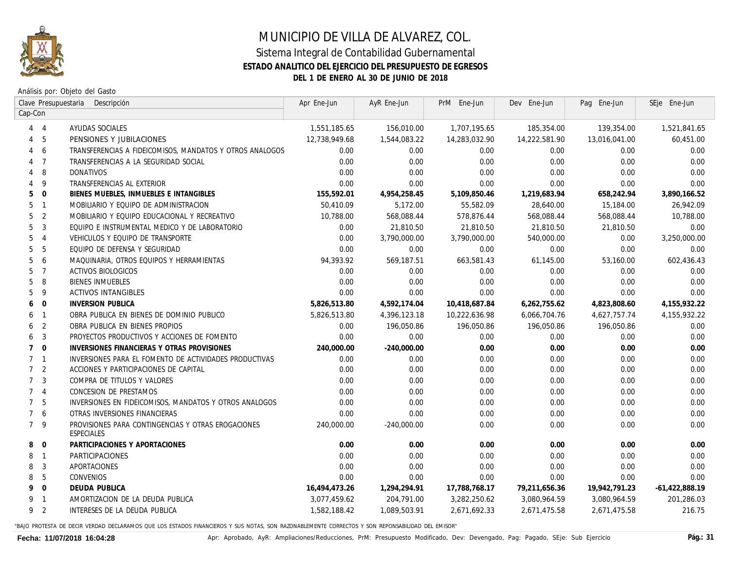# MUNICIPIO DE VILLA DE ALVAREZ, COL.

## Sistema Integral de Contabilidad Gubernamental

### ESTADO ANALITICO DEL EJERCICIO DEL PRESUPUESTO DE EGRESOS

### DEL 1 DE ENERO AL 30 DE JUNIO DE 2018

Análisis por: Objeto del Gasto

| Clave Presupuestaria Cap | Con | Descripción | Apr Ene-Jun | AyR Ene-Jun | PrM Ene-Jun | Dev Ene-Jun | Pag Ene-Jun | SEje Ene-Jun |
|---|---|---|---|---|---|---|---|---|
| 4 | 4 | AYUDAS SOCIALES | 1,551,185.65 | 156,010.00 | 1,707,195.65 | 185,354.00 | 139,354.00 | 1,521,841.65 |
| 4 | 5 | PENSIONES Y JUBILACIONES | 12,738,949.68 | 1,544,083.22 | 14,283,032.90 | 14,222,581.90 | 13,016,041.00 | 60,451.00 |
| 4 | 6 | TRANSFERENCIAS A FIDEICOMISOS, MANDATOS Y OTROS ANALOGOS | 0.00 | 0.00 | 0.00 | 0.00 | 0.00 | 0.00 |
| 4 | 7 | TRANSFERENCIAS A LA SEGURIDAD SOCIAL | 0.00 | 0.00 | 0.00 | 0.00 | 0.00 | 0.00 |
| 4 | 8 | DONATIVOS | 0.00 | 0.00 | 0.00 | 0.00 | 0.00 | 0.00 |
| 4 | 9 | TRANSFERENCIAS AL EXTERIOR | 0.00 | 0.00 | 0.00 | 0.00 | 0.00 | 0.00 |
| **5** | **0** | **BIENES MUEBLES, INMUEBLES E INTANGIBLES** | **155,592.01** | **4,954,258.45** | **5,109,850.46** | **1,219,683.94** | **658,242.94** | **3,890,166.52** |
| 5 | 1 | MOBILIARIO Y EQUIPO DE ADMINISTRACION | 50,410.09 | 5,172.00 | 55,582.09 | 28,640.00 | 15,184.00 | 26,942.09 |
| 5 | 2 | MOBILIARIO Y EQUIPO EDUCACIONAL Y RECREATIVO | 10,788.00 | 568,088.44 | 578,876.44 | 568,088.44 | 568,088.44 | 10,788.00 |
| 5 | 3 | EQUIPO E INSTRUMENTAL MEDICO Y DE LABORATORIO | 0.00 | 21,810.50 | 21,810.50 | 21,810.50 | 21,810.50 | 0.00 |
| 5 | 4 | VEHICULOS Y EQUIPO DE TRANSPORTE | 0.00 | 3,790,000.00 | 3,790,000.00 | 540,000.00 | 0.00 | 3,250,000.00 |
| 5 | 5 | EQUIPO DE DEFENSA Y SEGURIDAD | 0.00 | 0.00 | 0.00 | 0.00 | 0.00 | 0.00 |
| 5 | 6 | MAQUINARIA, OTROS EQUIPOS Y HERRAMIENTAS | 94,393.92 | 569,187.51 | 663,581.43 | 61,145.00 | 53,160.00 | 602,436.43 |
| 5 | 7 | ACTIVOS BIOLOGICOS | 0.00 | 0.00 | 0.00 | 0.00 | 0.00 | 0.00 |
| 5 | 8 | BIENES INMUEBLES | 0.00 | 0.00 | 0.00 | 0.00 | 0.00 | 0.00 |
| 5 | 9 | ACTIVOS INTANGIBLES | 0.00 | 0.00 | 0.00 | 0.00 | 0.00 | 0.00 |
| **6** | **0** | **INVERSION PUBLICA** | **5,826,513.80** | **4,592,174.04** | **10,418,687.84** | **6,262,755.62** | **4,823,808.60** | **4,155,932.22** |
| 6 | 1 | OBRA PUBLICA EN BIENES DE DOMINIO PUBLICO | 5,826,513.80 | 4,396,123.18 | 10,222,636.98 | 6,066,704.76 | 4,627,757.74 | 4,155,932.22 |
| 6 | 2 | OBRA PUBLICA EN BIENES PROPIOS | 0.00 | 196,050.86 | 196,050.86 | 196,050.86 | 196,050.86 | 0.00 |
| 6 | 3 | PROYECTOS PRODUCTIVOS Y ACCIONES DE FOMENTO | 0.00 | 0.00 | 0.00 | 0.00 | 0.00 | 0.00 |
| **7** | **0** | **INVERSIONES FINANCIERAS Y OTRAS PROVISIONES** | **240,000.00** | **-240,000.00** | **0.00** | **0.00** | **0.00** | **0.00** |
| 7 | 1 | INVERSIONES PARA EL FOMENTO DE ACTIVIDADES PRODUCTIVAS | 0.00 | 0.00 | 0.00 | 0.00 | 0.00 | 0.00 |
| 7 | 2 | ACCIONES Y PARTICIPACIONES DE CAPITAL | 0.00 | 0.00 | 0.00 | 0.00 | 0.00 | 0.00 |
| 7 | 3 | COMPRA DE TITULOS Y VALORES | 0.00 | 0.00 | 0.00 | 0.00 | 0.00 | 0.00 |
| 7 | 4 | CONCESION DE PRESTAMOS | 0.00 | 0.00 | 0.00 | 0.00 | 0.00 | 0.00 |
| 7 | 5 | INVERSIONES EN FIDEICOMISOS, MANDATOS Y OTROS ANALOGOS | 0.00 | 0.00 | 0.00 | 0.00 | 0.00 | 0.00 |
| 7 | 6 | OTRAS INVERSIONES FINANCIERAS | 0.00 | 0.00 | 0.00 | 0.00 | 0.00 | 0.00 |
| 7 | 9 | PROVISIONES PARA CONTINGENCIAS Y OTRAS EROGACIONES ESPECIALES | 240,000.00 | -240,000.00 | 0.00 | 0.00 | 0.00 | 0.00 |
| **8** | **0** | **PARTICIPACIONES Y APORTACIONES** | **0.00** | **0.00** | **0.00** | **0.00** | **0.00** | **0.00** |
| 8 | 1 | PARTICIPACIONES | 0.00 | 0.00 | 0.00 | 0.00 | 0.00 | 0.00 |
| 8 | 3 | APORTACIONES | 0.00 | 0.00 | 0.00 | 0.00 | 0.00 | 0.00 |
| 8 | 5 | CONVENIOS | 0.00 | 0.00 | 0.00 | 0.00 | 0.00 | 0.00 |
| **9** | **0** | **DEUDA PUBLICA** | **16,494,473.26** | **1,294,294.91** | **17,788,768.17** | **79,211,656.36** | **19,942,791.23** | **-61,422,888.19** |
| 9 | 1 | AMORTIZACION DE LA DEUDA PUBLICA | 3,077,459.62 | 204,791.00 | 3,282,250.62 | 3,080,964.59 | 3,080,964.59 | 201,286.03 |
| 9 | 2 | INTERESES DE LA DEUDA PUBLICA | 1,582,188.42 | 1,089,503.91 | 2,671,692.33 | 2,671,475.58 | 2,671,475.58 | 216.75 |

"BAJO PROTESTA DE DECIR VERDAD DECLARAMOS QUE LOS ESTADOS FINANCIEROS Y SUS NOTAS, SON RAZONABLEMENTE CORRECTOS Y SON REPONSABILIDAD DEL EMISOR"

**Fecha: 11/07/2018 16:04:28**

Apr: Aprobado, AyR: Ampliaciones/Reducciones, PrM: Presupuesto Modificado, Dev: Devengado, Pag: Pagado, SEje: Sub Ejercicio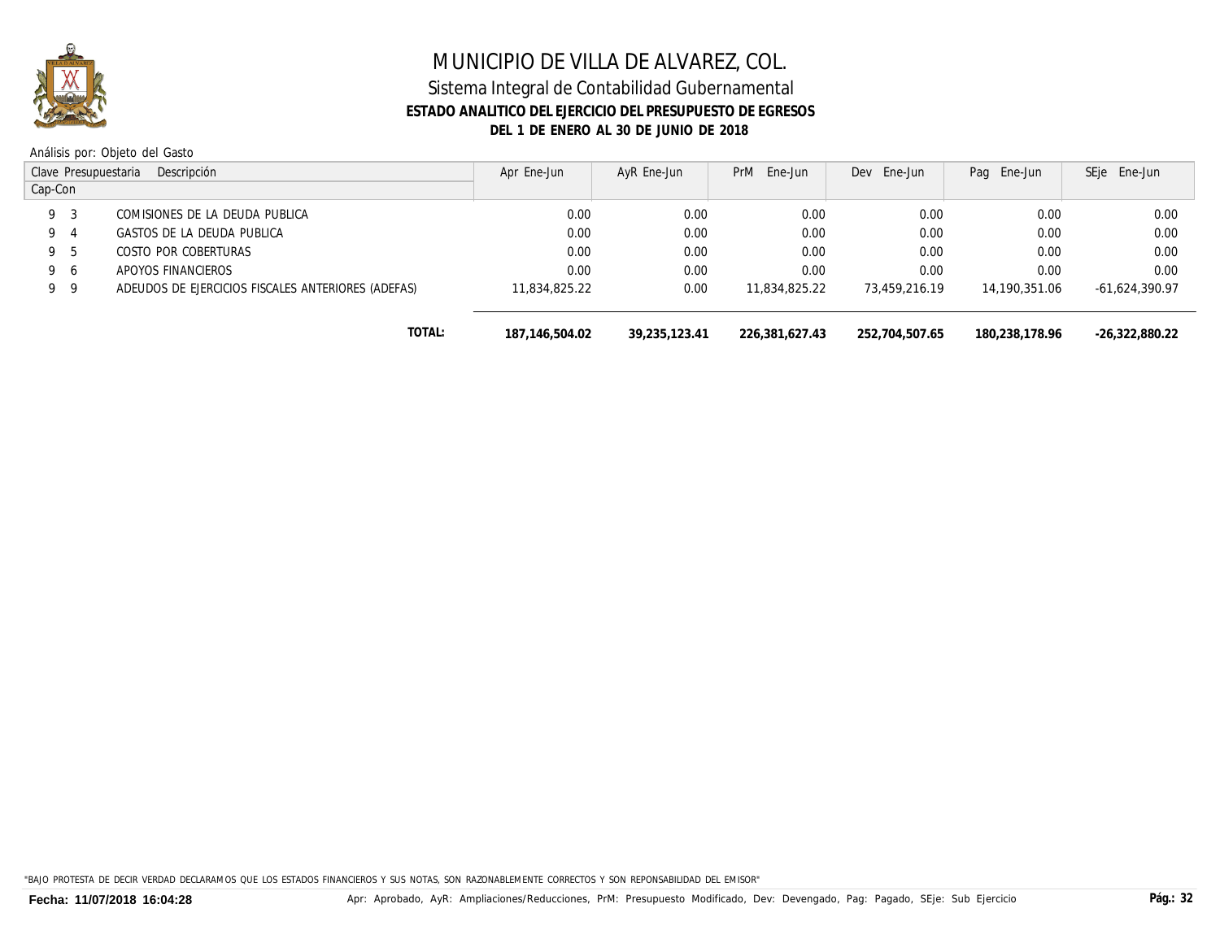# MUNICIPIO DE VILLA DE ALVAREZ, COL.

## Sistema Integral de Contabilidad Gubernamental

### ESTADO ANALITICO DEL EJERCICIO DEL PRESUPUESTO DE EGRESOS

### DEL 1 DE ENERO AL 30 DE JUNIO DE 2018

Análisis por: Objeto del Gasto

| Clave Presupuestaria Cap-Con | Descripción | Apr Ene-Jun | AyR Ene-Jun | PrM Ene-Jun | Dev Ene-Jun | Pag Ene-Jun | SEje Ene-Jun |
|---|---|---|---|---|---|---|---|
| 9 3 | COMISIONES DE LA DEUDA PUBLICA | 0.00 | 0.00 | 0.00 | 0.00 | 0.00 | 0.00 |
| 9 4 | GASTOS DE LA DEUDA PUBLICA | 0.00 | 0.00 | 0.00 | 0.00 | 0.00 | 0.00 |
| 9 5 | COSTO POR COBERTURAS | 0.00 | 0.00 | 0.00 | 0.00 | 0.00 | 0.00 |
| 9 6 | APOYOS FINANCIEROS | 0.00 | 0.00 | 0.00 | 0.00 | 0.00 | 0.00 |
| 9 9 | ADEUDOS DE EJERCICIOS FISCALES ANTERIORES (ADEFAS) | 11,834,825.22 | 0.00 | 11,834,825.22 | 73,459,216.19 | 14,190,351.06 | -61,624,390.97 |
| | **TOTAL:** | **187,146,504.02** | **39,235,123.41** | **226,381,627.43** | **252,704,507.65** | **180,238,178.96** | **-26,322,880.22** |

"BAJO PROTESTA DE DECIR VERDAD DECLARAMOS QUE LOS ESTADOS FINANCIEROS Y SUS NOTAS, SON RAZONABLEMENTE CORRECTOS Y SON REPONSABILIDAD DEL EMISOR"

**Fecha: 11/07/2018 16:04:28**

Apr: Aprobado, AyR: Ampliaciones/Reducciones, PrM: Presupuesto Modificado, Dev: Devengado, Pag: Pagado, SEje: Sub Ejercicio